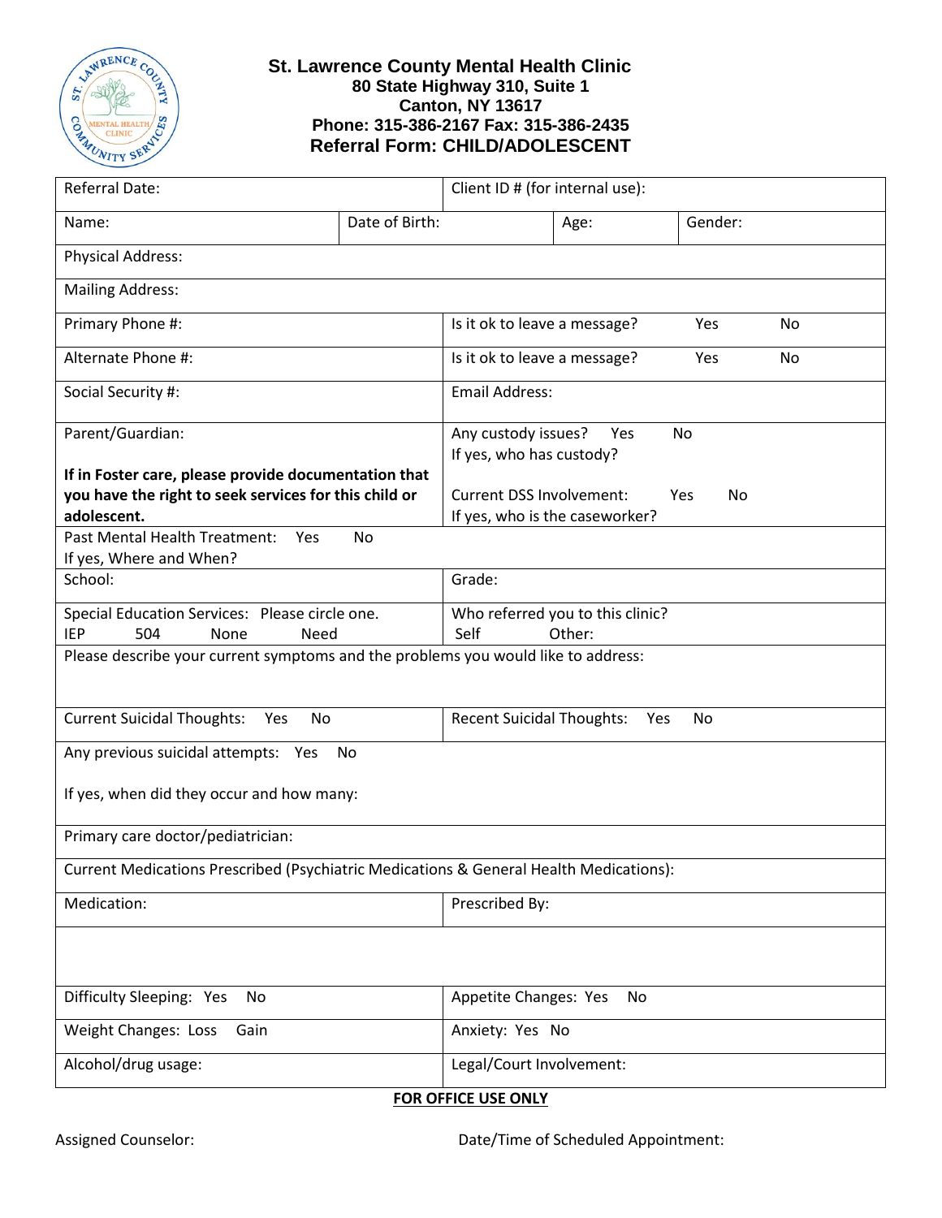# St. Lawrence County Mental Health Clinic

**80 State Highway 310, Suite 1**
**Canton, NY 13617**
**Phone: 315-386-2167 Fax: 315-386-2435**
**Referral Form: CHILD/ADOLESCENT**

| | | | |
|---|---|---|---|
| Referral Date: | | Client ID # (for internal use): | |
| Name: | Date of Birth: | Age: | Gender: |
| Physical Address: | | | |
| Mailing Address: | | | |
| Primary Phone #: | | Is it ok to leave a message? Yes No | |
| Alternate Phone #: | | Is it ok to leave a message? Yes No | |
| Social Security #: | | Email Address: | |
| Parent/Guardian:<br><br>**If in Foster care, please provide documentation that you have the right to seek services for this child or adolescent.** | | Any custody issues? Yes No<br>If yes, who has custody?<br><br>Current DSS Involvement: Yes No<br>If yes, who is the caseworker? | |
| Past Mental Health Treatment: Yes No<br>If yes, Where and When? | | | |
| School: | | Grade: | |
| Special Education Services: Please circle one.<br>IEP 504 None Need | | Who referred you to this clinic?<br>Self Other: | |
| Please describe your current symptoms and the problems you would like to address: | | | |
| Current Suicidal Thoughts: Yes No | | Recent Suicidal Thoughts: Yes No | |
| Any previous suicidal attempts: Yes No<br><br>If yes, when did they occur and how many: | | | |
| Primary care doctor/pediatrician: | | | |
| Current Medications Prescribed (Psychiatric Medications & General Health Medications): | | | |
| Medication: | | Prescribed By: | |
| | | | |
| Difficulty Sleeping: Yes No | | Appetite Changes: Yes No | |
| Weight Changes: Loss Gain | | Anxiety: Yes No | |
| Alcohol/drug usage: | | Legal/Court Involvement: | |

**FOR OFFICE USE ONLY**

Assigned Counselor: Date/Time of Scheduled Appointment: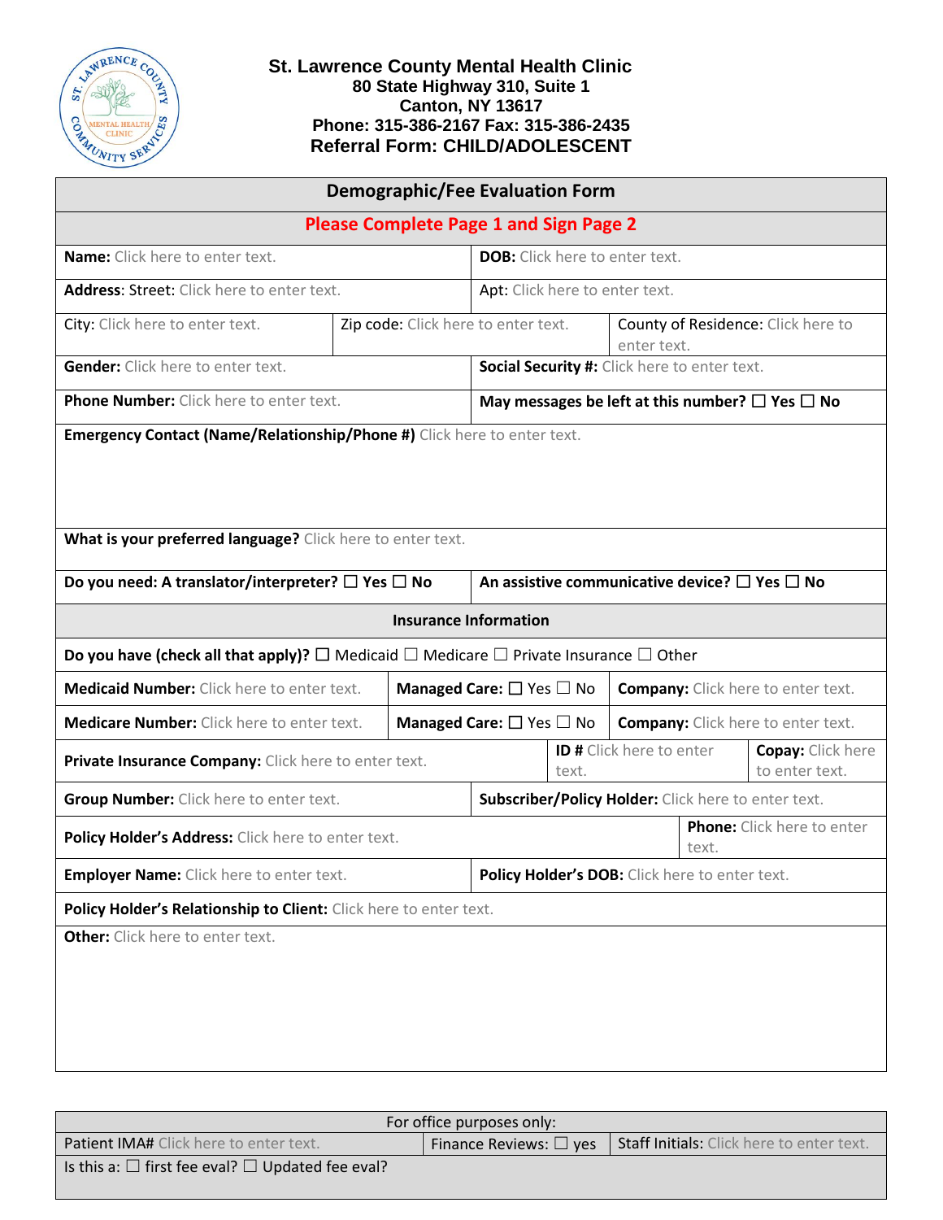**St. Lawrence County Mental Health Clinic**
**80 State Highway 310, Suite 1**
**Canton, NY 13617**
**Phone: 315-386-2167 Fax: 315-386-2435**
**Referral Form: CHILD/ADOLESCENT**

## Demographic/Fee Evaluation Form

**Please Complete Page 1 and Sign Page 2**

| | | |
|---|---|---|
| **Name:** Click here to enter text. | | **DOB:** Click here to enter text. |
| **Address**: Street: Click here to enter text. | | Apt: Click here to enter text. |
| City: Click here to enter text. | Zip code: Click here to enter text. | County of Residence: Click here to enter text. |
| **Gender:** Click here to enter text. | | **Social Security #:** Click here to enter text. |
| **Phone Number:** Click here to enter text. | | **May messages be left at this number?** ☐ **Yes** ☐ **No** |
| **Emergency Contact (Name/Relationship/Phone #)** Click here to enter text. | | |
| **What is your preferred language?** Click here to enter text. | | |
| **Do you need: A translator/interpreter?** ☐ **Yes** ☐ **No** | | **An assistive communicative device?** ☐ **Yes** ☐ **No** |

### Insurance Information

| | | |
|---|---|---|
| **Do you have (check all that apply)?** ☐ Medicaid ☐ Medicare ☐ Private Insurance ☐ Other | | |
| **Medicaid Number:** Click here to enter text. | **Managed Care:** ☐ Yes ☐ No | **Company:** Click here to enter text. |
| **Medicare Number:** Click here to enter text. | **Managed Care:** ☐ Yes ☐ No | **Company:** Click here to enter text. |
| **Private Insurance Company:** Click here to enter text. | **ID #** Click here to enter text. | **Copay:** Click here to enter text. |
| **Group Number:** Click here to enter text. | **Subscriber/Policy Holder:** Click here to enter text. | |
| **Policy Holder's Address:** Click here to enter text. | | **Phone:** Click here to enter text. |
| **Employer Name:** Click here to enter text. | **Policy Holder's DOB:** Click here to enter text. | |
| **Policy Holder's Relationship to Client:** Click here to enter text. | | |
| **Other:** Click here to enter text. | | |

| For office purposes only: | | |
|---|---|---|
| Patient IMA# Click here to enter text. | Finance Reviews: ☐ yes | Staff Initials: Click here to enter text. |
| Is this a: ☐ first fee eval? ☐ Updated fee eval? | | |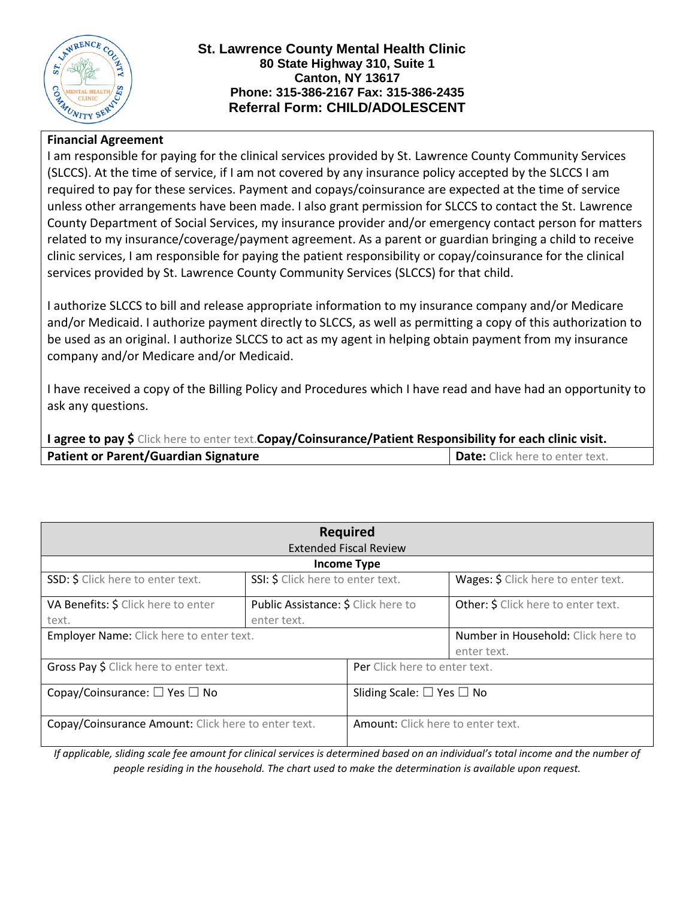**St. Lawrence County Mental Health Clinic**
**80 State Highway 310, Suite 1**
**Canton, NY 13617**
**Phone: 315-386-2167 Fax: 315-386-2435**
**Referral Form: CHILD/ADOLESCENT**

**Financial Agreement**

I am responsible for paying for the clinical services provided by St. Lawrence County Community Services (SLCCS). At the time of service, if I am not covered by any insurance policy accepted by the SLCCS I am required to pay for these services. Payment and copays/coinsurance are expected at the time of service unless other arrangements have been made. I also grant permission for SLCCS to contact the St. Lawrence County Department of Social Services, my insurance provider and/or emergency contact person for matters related to my insurance/coverage/payment agreement. As a parent or guardian bringing a child to receive clinic services, I am responsible for paying the patient responsibility or copay/coinsurance for the clinical services provided by St. Lawrence County Community Services (SLCCS) for that child.

I authorize SLCCS to bill and release appropriate information to my insurance company and/or Medicare and/or Medicaid. I authorize payment directly to SLCCS, as well as permitting a copy of this authorization to be used as an original. I authorize SLCCS to act as my agent in helping obtain payment from my insurance company and/or Medicare and/or Medicaid.

I have received a copy of the Billing Policy and Procedures which I have read and have had an opportunity to ask any questions.

**I agree to pay $** Click here to enter text. **Copay/Coinsurance/Patient Responsibility for each clinic visit.**

| **Patient or Parent/Guardian Signature** | **Date:** Click here to enter text. |
|---|---|

| **Required** Extended Fiscal Review | | |
|---|---|---|
| **Income Type** | | |
| SSD: $ Click here to enter text. | SSI: $ Click here to enter text. | Wages: $ Click here to enter text. |
| VA Benefits: $ Click here to enter text. | Public Assistance: $ Click here to enter text. | Other: $ Click here to enter text. |
| Employer Name: Click here to enter text. | | Number in Household: Click here to enter text. |
| Gross Pay $ Click here to enter text. | Per Click here to enter text. | |
| Copay/Coinsurance: ☐ Yes ☐ No | Sliding Scale: ☐ Yes ☐ No | |
| Copay/Coinsurance Amount: Click here to enter text. | Amount: Click here to enter text. | |

*If applicable, sliding scale fee amount for clinical services is determined based on an individual's total income and the number of people residing in the household. The chart used to make the determination is available upon request.*